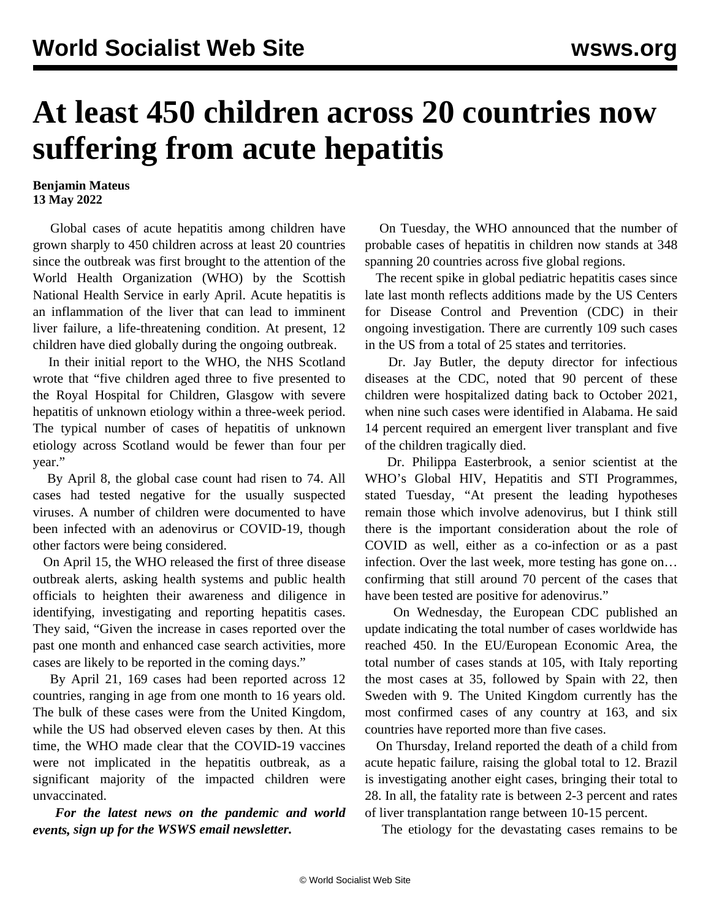# At least 450 children across 20 countries now suffering from acute hepatitis

**Benjamin Mateus**
**13 May 2022**

Global cases of acute hepatitis among children have grown sharply to 450 children across at least 20 countries since the outbreak was first brought to the attention of the World Health Organization (WHO) by the Scottish National Health Service in early April. Acute hepatitis is an inflammation of the liver that can lead to imminent liver failure, a life-threatening condition. At present, 12 children have died globally during the ongoing outbreak.

In their initial report to the WHO, the NHS Scotland wrote that "five children aged three to five presented to the Royal Hospital for Children, Glasgow with severe hepatitis of unknown etiology within a three-week period. The typical number of cases of hepatitis of unknown etiology across Scotland would be fewer than four per year."

By April 8, the global case count had risen to 74. All cases had tested negative for the usually suspected viruses. A number of children were documented to have been infected with an adenovirus or COVID-19, though other factors were being considered.

On April 15, the WHO released the first of three disease outbreak alerts, asking health systems and public health officials to heighten their awareness and diligence in identifying, investigating and reporting hepatitis cases. They said, "Given the increase in cases reported over the past one month and enhanced case search activities, more cases are likely to be reported in the coming days."

By April 21, 169 cases had been reported across 12 countries, ranging in age from one month to 16 years old. The bulk of these cases were from the United Kingdom, while the US had observed eleven cases by then. At this time, the WHO made clear that the COVID-19 vaccines were not implicated in the hepatitis outbreak, as a significant majority of the impacted children were unvaccinated.

***For the latest news on the pandemic and world events, sign up for the WSWS email newsletter.***

On Tuesday, the WHO announced that the number of probable cases of hepatitis in children now stands at 348 spanning 20 countries across five global regions.

The recent spike in global pediatric hepatitis cases since late last month reflects additions made by the US Centers for Disease Control and Prevention (CDC) in their ongoing investigation. There are currently 109 such cases in the US from a total of 25 states and territories.

Dr. Jay Butler, the deputy director for infectious diseases at the CDC, noted that 90 percent of these children were hospitalized dating back to October 2021, when nine such cases were identified in Alabama. He said 14 percent required an emergent liver transplant and five of the children tragically died.

Dr. Philippa Easterbrook, a senior scientist at the WHO's Global HIV, Hepatitis and STI Programmes, stated Tuesday, "At present the leading hypotheses remain those which involve adenovirus, but I think still there is the important consideration about the role of COVID as well, either as a co-infection or as a past infection. Over the last week, more testing has gone on… confirming that still around 70 percent of the cases that have been tested are positive for adenovirus."

On Wednesday, the European CDC published an update indicating the total number of cases worldwide has reached 450. In the EU/European Economic Area, the total number of cases stands at 105, with Italy reporting the most cases at 35, followed by Spain with 22, then Sweden with 9. The United Kingdom currently has the most confirmed cases of any country at 163, and six countries have reported more than five cases.

On Thursday, Ireland reported the death of a child from acute hepatic failure, raising the global total to 12. Brazil is investigating another eight cases, bringing their total to 28. In all, the fatality rate is between 2-3 percent and rates of liver transplantation range between 10-15 percent.

The etiology for the devastating cases remains to be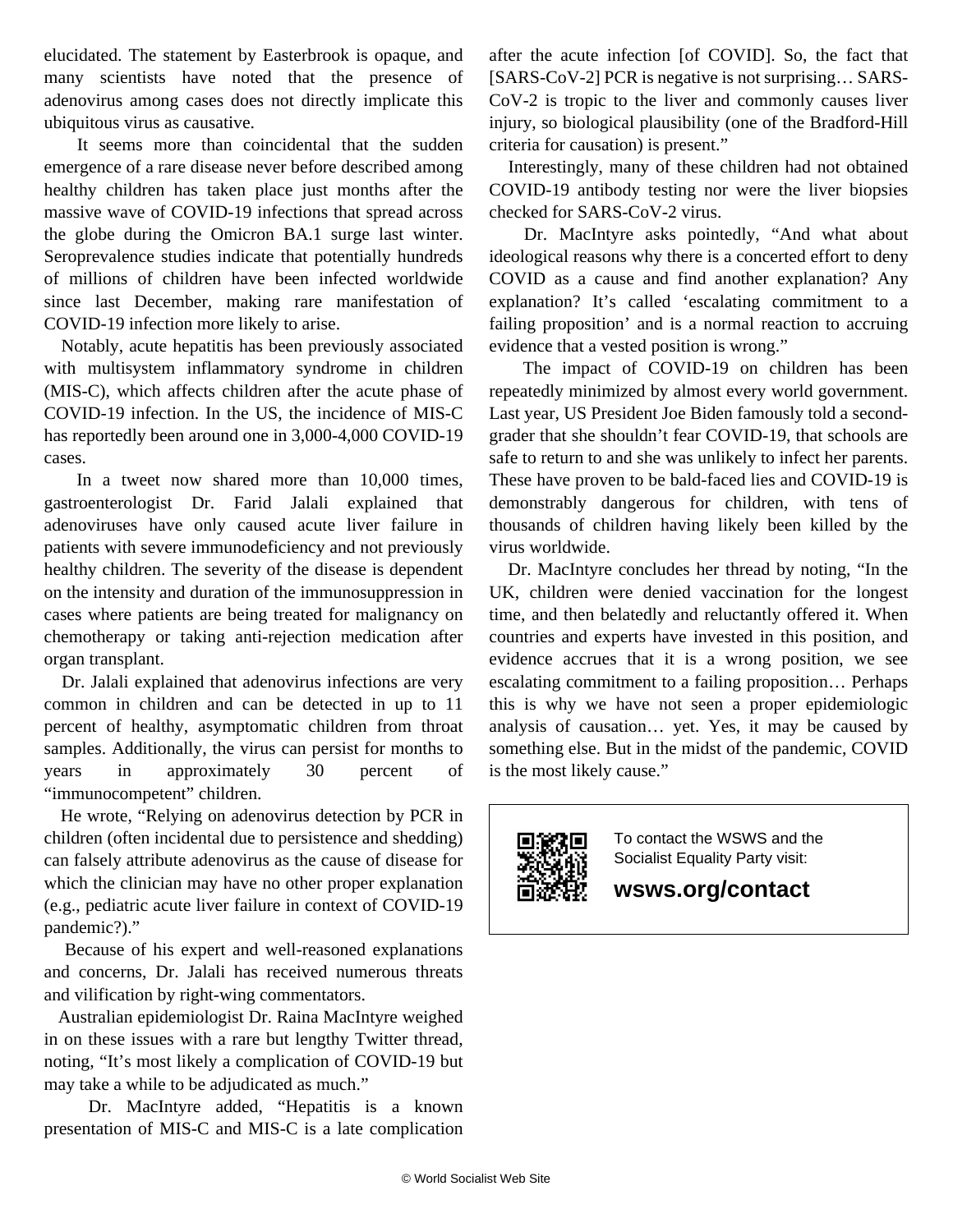elucidated. The statement by Easterbrook is opaque, and many scientists have noted that the presence of adenovirus among cases does not directly implicate this ubiquitous virus as causative.

It seems more than coincidental that the sudden emergence of a rare disease never before described among healthy children has taken place just months after the massive wave of COVID-19 infections that spread across the globe during the Omicron BA.1 surge last winter. Seroprevalence studies indicate that potentially hundreds of millions of children have been infected worldwide since last December, making rare manifestation of COVID-19 infection more likely to arise.

Notably, acute hepatitis has been previously associated with multisystem inflammatory syndrome in children (MIS-C), which affects children after the acute phase of COVID-19 infection. In the US, the incidence of MIS-C has reportedly been around one in 3,000-4,000 COVID-19 cases.

In a tweet now shared more than 10,000 times, gastroenterologist Dr. Farid Jalali explained that adenoviruses have only caused acute liver failure in patients with severe immunodeficiency and not previously healthy children. The severity of the disease is dependent on the intensity and duration of the immunosuppression in cases where patients are being treated for malignancy on chemotherapy or taking anti-rejection medication after organ transplant.

Dr. Jalali explained that adenovirus infections are very common in children and can be detected in up to 11 percent of healthy, asymptomatic children from throat samples. Additionally, the virus can persist for months to years in approximately 30 percent of “immunocompetent” children.

He wrote, “Relying on adenovirus detection by PCR in children (often incidental due to persistence and shedding) can falsely attribute adenovirus as the cause of disease for which the clinician may have no other proper explanation (e.g., pediatric acute liver failure in context of COVID-19 pandemic?).”

Because of his expert and well-reasoned explanations and concerns, Dr. Jalali has received numerous threats and vilification by right-wing commentators.

Australian epidemiologist Dr. Raina MacIntyre weighed in on these issues with a rare but lengthy Twitter thread, noting, “It’s most likely a complication of COVID-19 but may take a while to be adjudicated as much.”

Dr. MacIntyre added, “Hepatitis is a known presentation of MIS-C and MIS-C is a late complication after the acute infection [of COVID]. So, the fact that [SARS-CoV-2] PCR is negative is not surprising… SARS-CoV-2 is tropic to the liver and commonly causes liver injury, so biological plausibility (one of the Bradford-Hill criteria for causation) is present.”

Interestingly, many of these children had not obtained COVID-19 antibody testing nor were the liver biopsies checked for SARS-CoV-2 virus.

Dr. MacIntyre asks pointedly, “And what about ideological reasons why there is a concerted effort to deny COVID as a cause and find another explanation? Any explanation? It’s called ‘escalating commitment to a failing proposition’ and is a normal reaction to accruing evidence that a vested position is wrong.”

The impact of COVID-19 on children has been repeatedly minimized by almost every world government. Last year, US President Joe Biden famously told a second-grader that she shouldn’t fear COVID-19, that schools are safe to return to and she was unlikely to infect her parents. These have proven to be bald-faced lies and COVID-19 is demonstrably dangerous for children, with tens of thousands of children having likely been killed by the virus worldwide.

Dr. MacIntyre concludes her thread by noting, “In the UK, children were denied vaccination for the longest time, and then belatedly and reluctantly offered it. When countries and experts have invested in this position, and evidence accrues that it is a wrong position, we see escalating commitment to a failing proposition… Perhaps this is why we have not seen a proper epidemiologic analysis of causation… yet. Yes, it may be caused by something else. But in the midst of the pandemic, COVID is the most likely cause.”

To contact the WSWS and the Socialist Equality Party visit:

**wsws.org/contact**